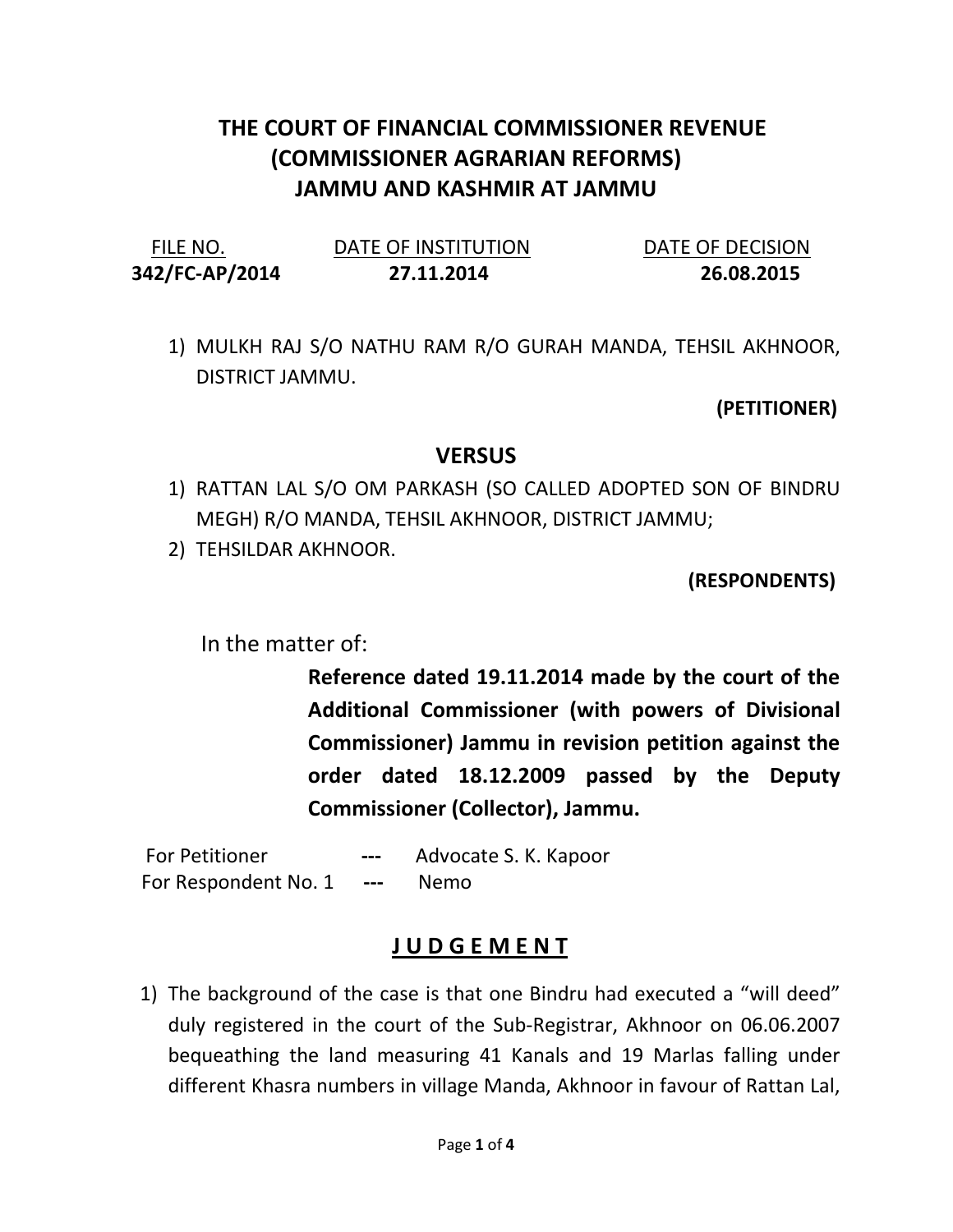# THE COURT OF FINANCIAL COMMISSIONER REVENUE (COMMISSIONER AGRARIAN REFORMS) JAMMU AND KASHMIR AT JAMMU

| FILE NO. | DATE OF INSTITUTION | DATE OF DECISION |
| --- | --- | --- |
| **342/FC-AP/2014** | **27.11.2014** | **26.08.2015** |

1) MULKH RAJ S/O NATHU RAM R/O GURAH MANDA, TEHSIL AKHNOOR, DISTRICT JAMMU.

**(PETITIONER)**

**VERSUS**

1) RATTAN LAL S/O OM PARKASH (SO CALLED ADOPTED SON OF BINDRU MEGH) R/O MANDA, TEHSIL AKHNOOR, DISTRICT JAMMU;
2) TEHSILDAR AKHNOOR.

**(RESPONDENTS)**

In the matter of:

**Reference dated 19.11.2014 made by the court of the Additional Commissioner (with powers of Divisional Commissioner) Jammu in revision petition against the order dated 18.12.2009 passed by the Deputy Commissioner (Collector), Jammu.**

For Petitioner --- Advocate S. K. Kapoor
For Respondent No. 1 --- Nemo

## J U D G E M E N T

1) The background of the case is that one Bindru had executed a "will deed" duly registered in the court of the Sub-Registrar, Akhnoor on 06.06.2007 bequeathing the land measuring 41 Kanals and 19 Marlas falling under different Khasra numbers in village Manda, Akhnoor in favour of Rattan Lal,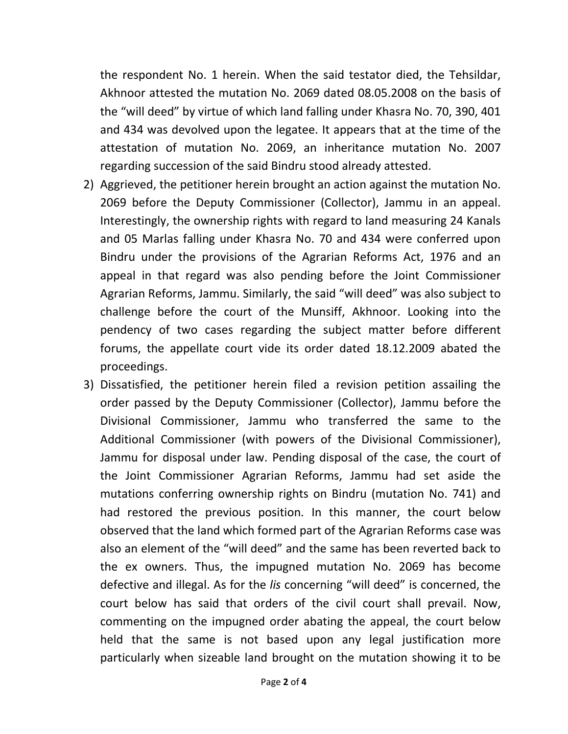the respondent No. 1 herein. When the said testator died, the Tehsildar, Akhnoor attested the mutation No. 2069 dated 08.05.2008 on the basis of the "will deed" by virtue of which land falling under Khasra No. 70, 390, 401 and 434 was devolved upon the legatee. It appears that at the time of the attestation of mutation No. 2069, an inheritance mutation No. 2007 regarding succession of the said Bindru stood already attested.

2) Aggrieved, the petitioner herein brought an action against the mutation No. 2069 before the Deputy Commissioner (Collector), Jammu in an appeal. Interestingly, the ownership rights with regard to land measuring 24 Kanals and 05 Marlas falling under Khasra No. 70 and 434 were conferred upon Bindru under the provisions of the Agrarian Reforms Act, 1976 and an appeal in that regard was also pending before the Joint Commissioner Agrarian Reforms, Jammu. Similarly, the said "will deed" was also subject to challenge before the court of the Munsiff, Akhnoor. Looking into the pendency of two cases regarding the subject matter before different forums, the appellate court vide its order dated 18.12.2009 abated the proceedings.

3) Dissatisfied, the petitioner herein filed a revision petition assailing the order passed by the Deputy Commissioner (Collector), Jammu before the Divisional Commissioner, Jammu who transferred the same to the Additional Commissioner (with powers of the Divisional Commissioner), Jammu for disposal under law. Pending disposal of the case, the court of the Joint Commissioner Agrarian Reforms, Jammu had set aside the mutations conferring ownership rights on Bindru (mutation No. 741) and had restored the previous position. In this manner, the court below observed that the land which formed part of the Agrarian Reforms case was also an element of the "will deed" and the same has been reverted back to the ex owners. Thus, the impugned mutation No. 2069 has become defective and illegal. As for the *lis* concerning "will deed" is concerned, the court below has said that orders of the civil court shall prevail. Now, commenting on the impugned order abating the appeal, the court below held that the same is not based upon any legal justification more particularly when sizeable land brought on the mutation showing it to be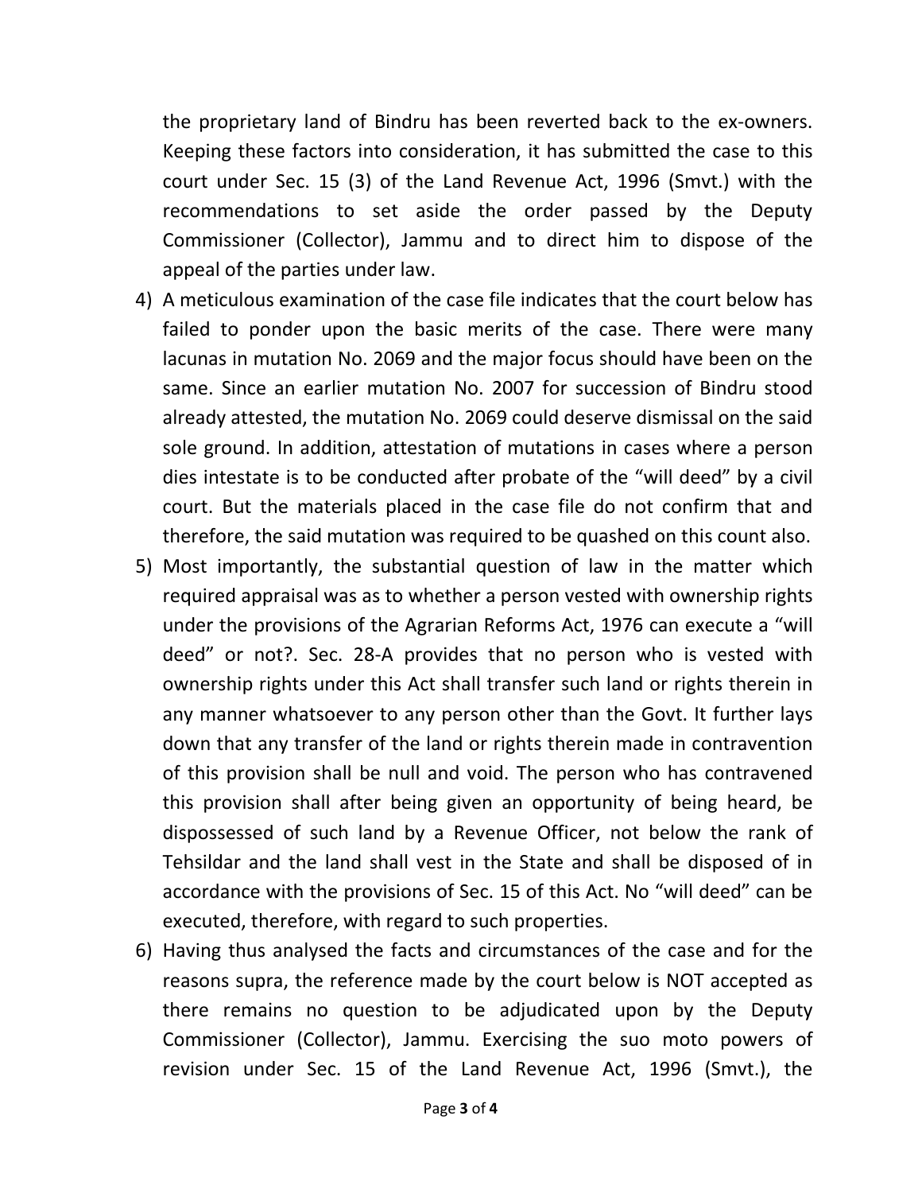the proprietary land of Bindru has been reverted back to the ex-owners. Keeping these factors into consideration, it has submitted the case to this court under Sec. 15 (3) of the Land Revenue Act, 1996 (Smvt.) with the recommendations to set aside the order passed by the Deputy Commissioner (Collector), Jammu and to direct him to dispose of the appeal of the parties under law.

4) A meticulous examination of the case file indicates that the court below has failed to ponder upon the basic merits of the case. There were many lacunas in mutation No. 2069 and the major focus should have been on the same. Since an earlier mutation No. 2007 for succession of Bindru stood already attested, the mutation No. 2069 could deserve dismissal on the said sole ground. In addition, attestation of mutations in cases where a person dies intestate is to be conducted after probate of the "will deed" by a civil court. But the materials placed in the case file do not confirm that and therefore, the said mutation was required to be quashed on this count also.

5) Most importantly, the substantial question of law in the matter which required appraisal was as to whether a person vested with ownership rights under the provisions of the Agrarian Reforms Act, 1976 can execute a "will deed" or not?. Sec. 28-A provides that no person who is vested with ownership rights under this Act shall transfer such land or rights therein in any manner whatsoever to any person other than the Govt. It further lays down that any transfer of the land or rights therein made in contravention of this provision shall be null and void. The person who has contravened this provision shall after being given an opportunity of being heard, be dispossessed of such land by a Revenue Officer, not below the rank of Tehsildar and the land shall vest in the State and shall be disposed of in accordance with the provisions of Sec. 15 of this Act. No "will deed" can be executed, therefore, with regard to such properties.

6) Having thus analysed the facts and circumstances of the case and for the reasons supra, the reference made by the court below is NOT accepted as there remains no question to be adjudicated upon by the Deputy Commissioner (Collector), Jammu. Exercising the suo moto powers of revision under Sec. 15 of the Land Revenue Act, 1996 (Smvt.), the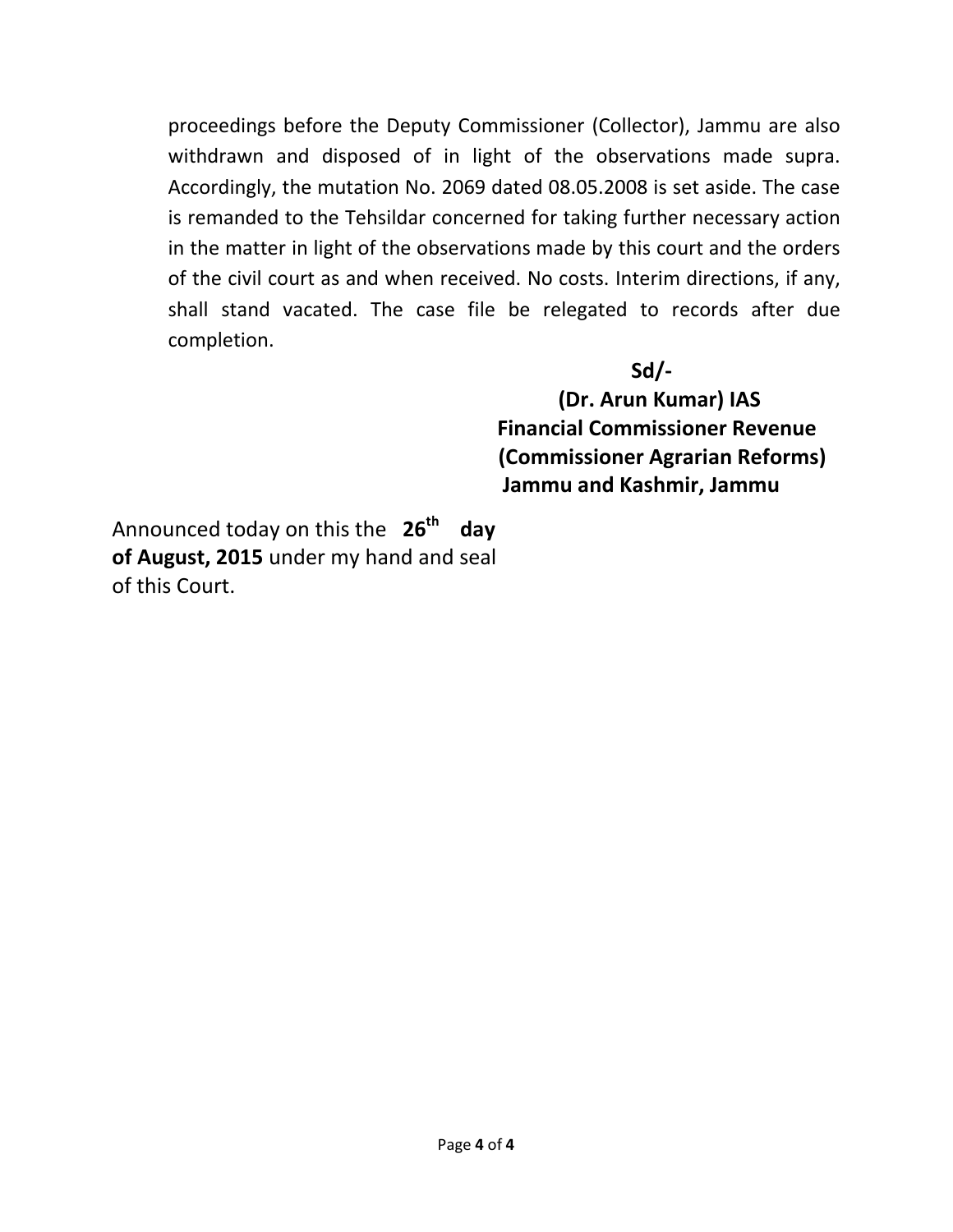proceedings before the Deputy Commissioner (Collector), Jammu are also withdrawn and disposed of in light of the observations made supra. Accordingly, the mutation No. 2069 dated 08.05.2008 is set aside. The case is remanded to the Tehsildar concerned for taking further necessary action in the matter in light of the observations made by this court and the orders of the civil court as and when received. No costs. Interim directions, if any, shall stand vacated. The case file be relegated to records after due completion.

**Sd/-**
**(Dr. Arun Kumar) IAS**
**Financial Commissioner Revenue**
**(Commissioner Agrarian Reforms)**
**Jammu and Kashmir, Jammu**

Announced today on this the **26th day of August, 2015** under my hand and seal of this Court.